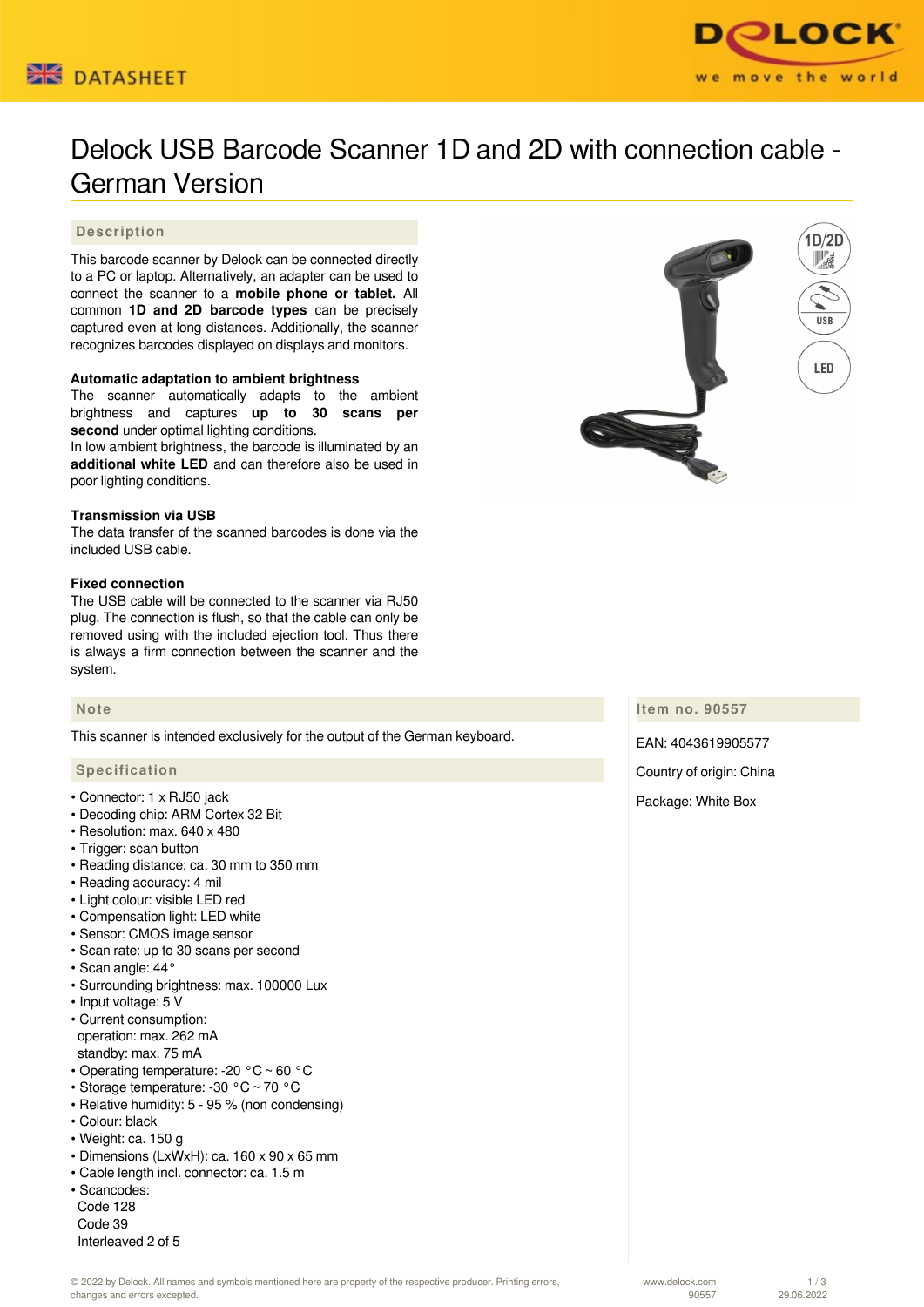# Delock USB Barcode Scanner 1D and 2D with connection cable - German Version

## Description

This barcode scanner by Delock can be connected directly to a PC or laptop. Alternatively, an adapter can be used to connect the scanner to a **mobile phone or tablet.** All common **1D and 2D barcode types** can be precisely captured even at long distances. Additionally, the scanner recognizes barcodes displayed on displays and monitors.

**Automatic adaptation to ambient brightness**
The scanner automatically adapts to the ambient brightness and captures **up to 30 scans per second** under optimal lighting conditions.
In low ambient brightness, the barcode is illuminated by an **additional white LED** and can therefore also be used in poor lighting conditions.

**Transmission via USB**
The data transfer of the scanned barcodes is done via the included USB cable.

**Fixed connection**
The USB cable will be connected to the scanner via RJ50 plug. The connection is flush, so that the cable can only be removed using with the included ejection tool. Thus there is always a firm connection between the scanner and the system.

## Note

This scanner is intended exclusively for the output of the German keyboard.

## Specification

- Connector: 1 x RJ50 jack
- Decoding chip: ARM Cortex 32 Bit
- Resolution: max. 640 x 480
- Trigger: scan button
- Reading distance: ca. 30 mm to 350 mm
- Reading accuracy: 4 mil
- Light colour: visible LED red
- Compensation light: LED white
- Sensor: CMOS image sensor
- Scan rate: up to 30 scans per second
- Scan angle: 44°
- Surrounding brightness: max. 100000 Lux
- Input voltage: 5 V
- Current consumption:
  operation: max. 262 mA
  standby: max. 75 mA
- Operating temperature: -20 °C ~ 60 °C
- Storage temperature: -30 °C ~ 70 °C
- Relative humidity: 5 - 95 % (non condensing)
- Colour: black
- Weight: ca. 150 g
- Dimensions (LxWxH): ca. 160 x 90 x 65 mm
- Cable length incl. connector: ca. 1.5 m
- Scancodes:
  Code 128
  Code 39
  Interleaved 2 of 5

## Item no. 90557

EAN: 4043619905577

Country of origin: China

Package: White Box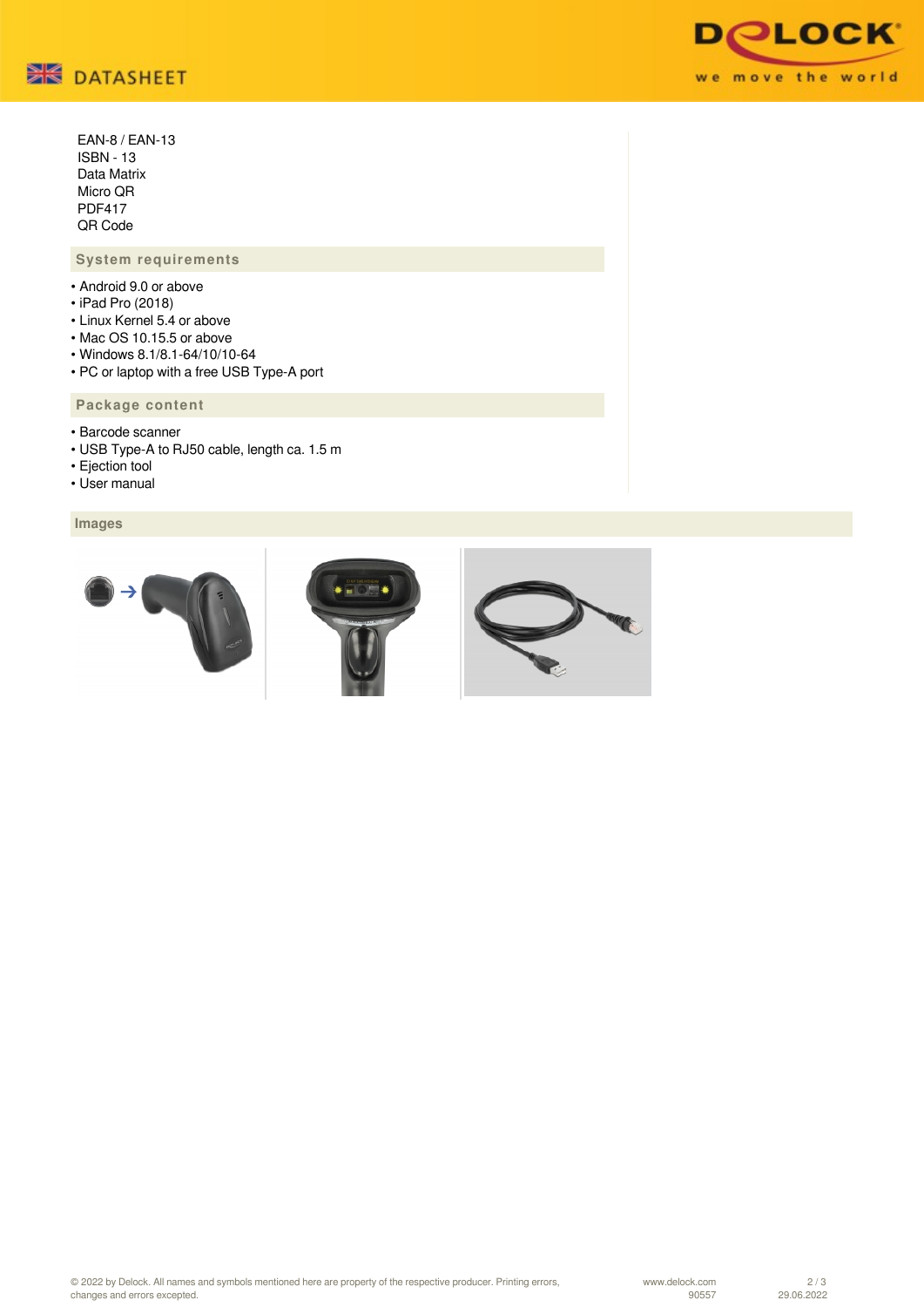EAN-8 / EAN-13
ISBN - 13
Data Matrix
Micro QR
PDF417
QR Code

## System requirements

- Android 9.0 or above
- iPad Pro (2018)
- Linux Kernel 5.4 or above
- Mac OS 10.15.5 or above
- Windows 8.1/8.1-64/10/10-64
- PC or laptop with a free USB Type-A port

## Package content

- Barcode scanner
- USB Type-A to RJ50 cable, length ca. 1.5 m
- Ejection tool
- User manual

## Images

© 2022 by Delock. All names and symbols mentioned here are property of the respective producer. Printing errors, changes and errors excepted.

www.delock.com
90557
29.06.2022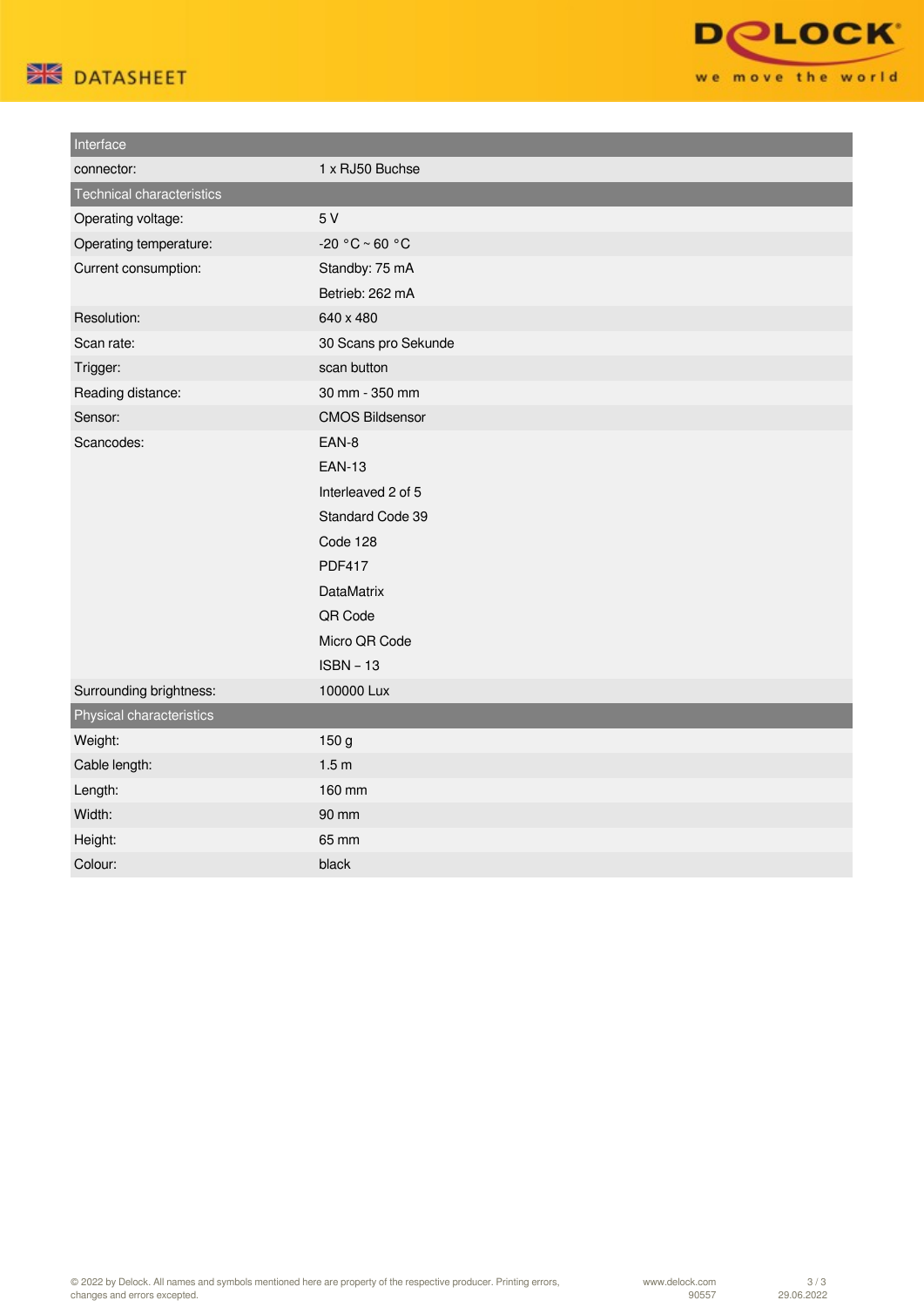| | |
|---|---|
| **Interface** | |
| connector: | 1 x RJ50 Buchse |
| **Technical characteristics** | |
| Operating voltage: | 5 V |
| Operating temperature: | -20 °C ~ 60 °C |
| Current consumption: | Standby: 75 mA<br>Betrieb: 262 mA |
| Resolution: | 640 x 480 |
| Scan rate: | 30 Scans pro Sekunde |
| Trigger: | scan button |
| Reading distance: | 30 mm - 350 mm |
| Sensor: | CMOS Bildsensor |
| Scancodes: | EAN-8<br>EAN-13<br>Interleaved 2 of 5<br>Standard Code 39<br>Code 128<br>PDF417<br>DataMatrix<br>QR Code<br>Micro QR Code<br>ISBN – 13 |
| Surrounding brightness: | 100000 Lux |
| **Physical characteristics** | |
| Weight: | 150 g |
| Cable length: | 1.5 m |
| Length: | 160 mm |
| Width: | 90 mm |
| Height: | 65 mm |
| Colour: | black |